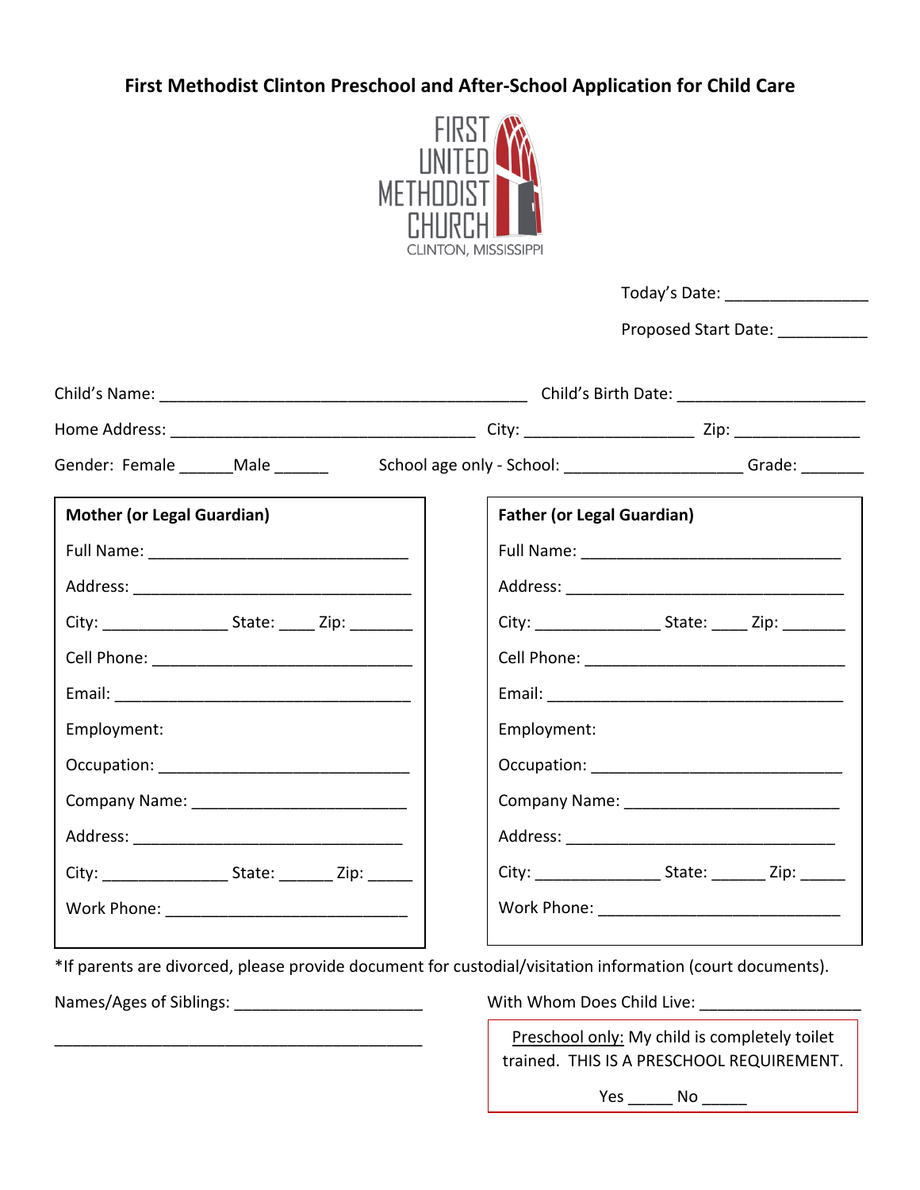# First Methodist Clinton Preschool and After-School Application for Child Care

FIRST UNITED METHODIST CHURCH
CLINTON, MISSISSIPPI

Today's Date: ________________

Proposed Start Date: __________

Child's Name: ___________________________________________ Child's Birth Date: _____________________

Home Address: ___________________________________ City: ___________________ Zip: ______________

Gender: Female ______Male ______ School age only - School: ____________________ Grade: _______

**Mother (or Legal Guardian)**

Full Name: ______________________________

Address: _________________________________

City: ______________ State: ____ Zip: _______

Cell Phone: ______________________________

Email: __________________________________

Employment:

Occupation: ____________________________

Company Name: ________________________

Address: _______________________________

City: ______________ State: ______ Zip: _____

Work Phone: ____________________________

**Father (or Legal Guardian)**

Full Name: ______________________________

Address: _________________________________

City: ______________ State: ____ Zip: _______

Cell Phone: ______________________________

Email: __________________________________

Employment:

Occupation: ____________________________

Company Name: ________________________

Address: _______________________________

City: ______________ State: ______ Zip: _____

Work Phone: ____________________________

*If parents are divorced, please provide document for custodial/visitation information (court documents).

Names/Ages of Siblings: ______________________

___________________________________________

With Whom Does Child Live: __________________

<u>Preschool only:</u> My child is completely toilet trained. THIS IS A PRESCHOOL REQUIREMENT.

Yes _____ No _____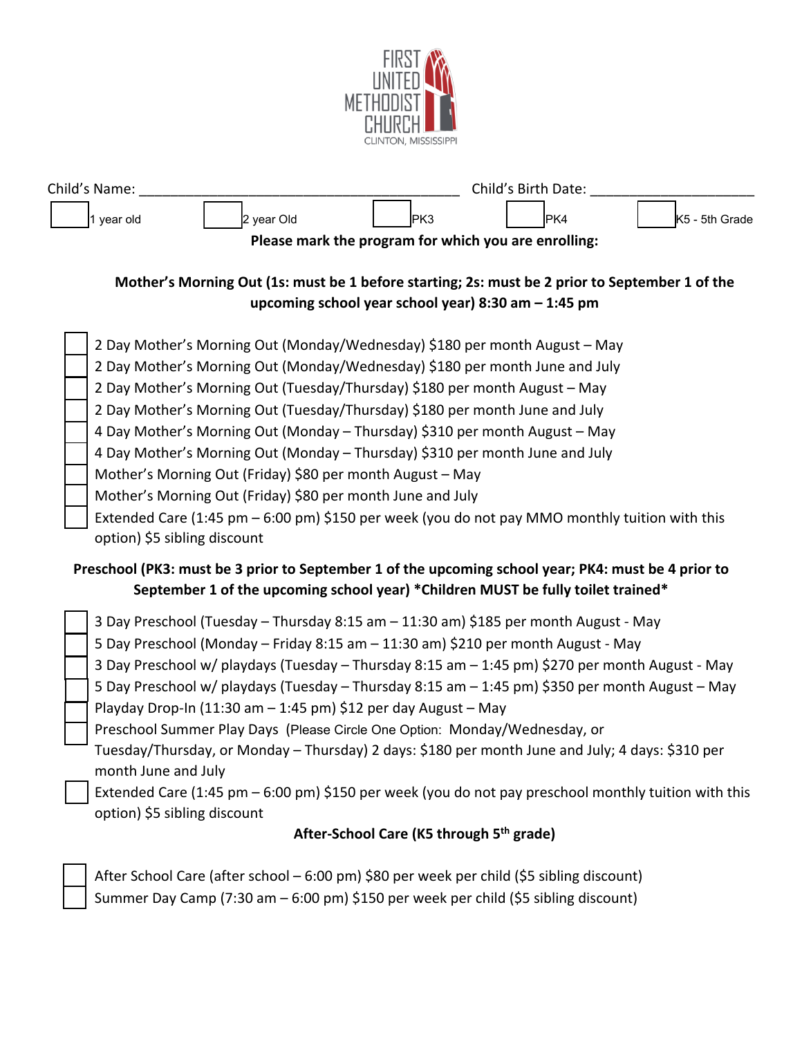FIRST UNITED METHODIST CHURCH
CLINTON, MISSISSIPPI

Child's Name: ________________________________________ Child's Birth Date: ____________________

☐ 1 year old ☐ 2 year Old ☐ PK3 ☐ PK4 ☐ K5 - 5th Grade

**Please mark the program for which you are enrolling:**

**Mother's Morning Out (1s: must be 1 before starting; 2s: must be 2 prior to September 1 of the upcoming school year school year) 8:30 am – 1:45 pm**

- ☐ 2 Day Mother's Morning Out (Monday/Wednesday) $180 per month August – May
- ☐ 2 Day Mother's Morning Out (Monday/Wednesday) $180 per month June and July
- ☐ 2 Day Mother's Morning Out (Tuesday/Thursday) $180 per month August – May
- ☐ 2 Day Mother's Morning Out (Tuesday/Thursday) $180 per month June and July
- ☐ 4 Day Mother's Morning Out (Monday – Thursday) $310 per month August – May
- ☐ 4 Day Mother's Morning Out (Monday – Thursday) $310 per month June and July
- ☐ Mother's Morning Out (Friday) $80 per month August – May
- ☐ Mother's Morning Out (Friday) $80 per month June and July
- ☐ Extended Care (1:45 pm – 6:00 pm) $150 per week (you do not pay MMO monthly tuition with this option) $5 sibling discount

**Preschool (PK3: must be 3 prior to September 1 of the upcoming school year; PK4: must be 4 prior to September 1 of the upcoming school year) *Children MUST be fully toilet trained***

- ☐ 3 Day Preschool (Tuesday – Thursday 8:15 am – 11:30 am) $185 per month August - May
- ☐ 5 Day Preschool (Monday – Friday 8:15 am – 11:30 am) $210 per month August - May
- ☐ 3 Day Preschool w/ playdays (Tuesday – Thursday 8:15 am – 1:45 pm) $270 per month August - May
- ☐ 5 Day Preschool w/ playdays (Tuesday – Thursday 8:15 am – 1:45 pm) $350 per month August – May
- ☐ Playday Drop-In (11:30 am – 1:45 pm) $12 per day August – May
- ☐ Preschool Summer Play Days (Please Circle One Option: Monday/Wednesday, or Tuesday/Thursday, or Monday – Thursday) 2 days: $180 per month June and July; 4 days: $310 per month June and July
- ☐ Extended Care (1:45 pm – 6:00 pm) $150 per week (you do not pay preschool monthly tuition with this option) $5 sibling discount

**After-School Care (K5 through 5th grade)**

- ☐ After School Care (after school – 6:00 pm) $80 per week per child ($5 sibling discount)
- ☐ Summer Day Camp (7:30 am – 6:00 pm) $150 per week per child ($5 sibling discount)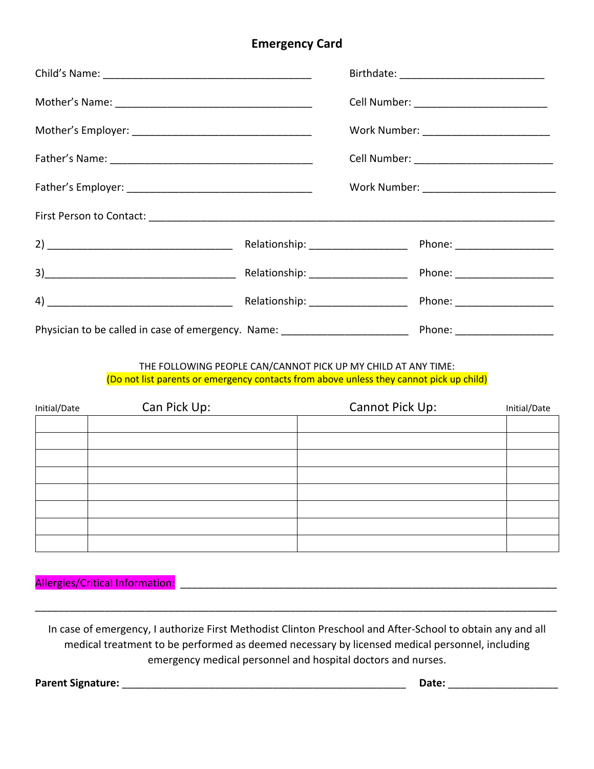# Emergency Card

Child's Name: ____________________________________ Birthdate: _________________________

Mother's Name: __________________________________ Cell Number: _______________________

Mother's Employer: _______________________________ Work Number: ______________________

Father's Name: ___________________________________ Cell Number: _______________________

Father's Employer: ________________________________ Work Number: ______________________

First Person to Contact: _____________________________________________________________________

2) _______________________________ Relationship: ________________ Phone: ________________

3)________________________________ Relationship: ________________ Phone: ________________

4) _______________________________ Relationship: ________________ Phone: ________________

Physician to be called in case of emergency. Name: _____________________ Phone: ________________

THE FOLLOWING PEOPLE CAN/CANNOT PICK UP MY CHILD AT ANY TIME:
(Do not list parents or emergency contacts from above unless they cannot pick up child)

| Initial/Date | Can Pick Up: | Cannot Pick Up: | Initial/Date |
|---|---|---|---|
| | | | |
| | | | |
| | | | |
| | | | |
| | | | |
| | | | |
| | | | |
| | | | |

Allergies/Critical Information: _________________________________________________________________

_____________________________________________________________________________________________

In case of emergency, I authorize First Methodist Clinton Preschool and After-School to obtain any and all medical treatment to be performed as deemed necessary by licensed medical personnel, including emergency medical personnel and hospital doctors and nurses.

**Parent Signature:** ___________________________________________________ **Date:** __________________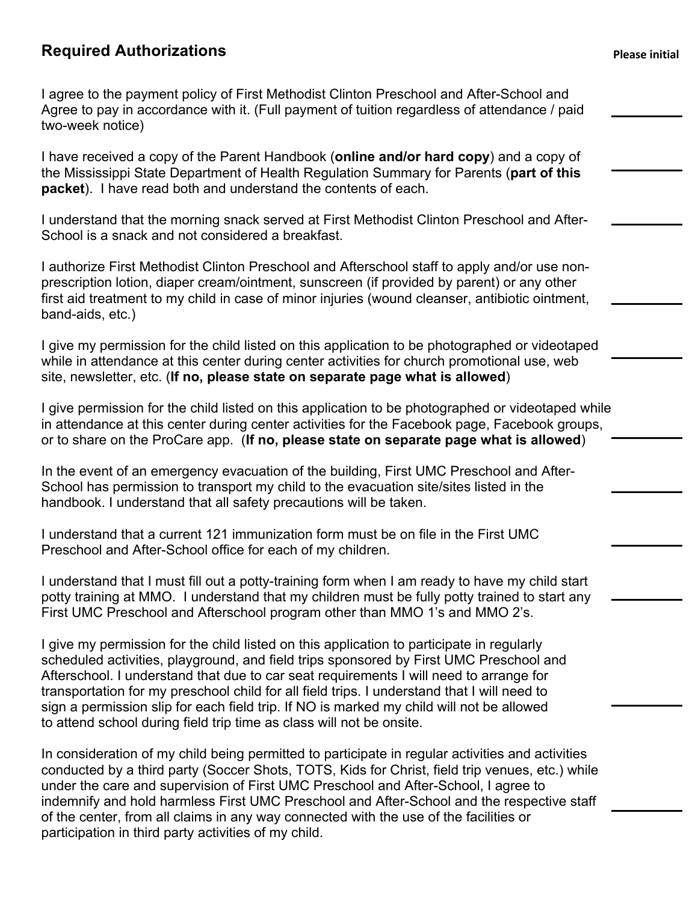## Required Authorizations

**Please initial**

I agree to the payment policy of First Methodist Clinton Preschool and After-School and Agree to pay in accordance with it. (Full payment of tuition regardless of attendance / paid two-week notice) ________

I have received a copy of the Parent Handbook (**online and/or hard copy**) and a copy of the Mississippi State Department of Health Regulation Summary for Parents (**part of this packet**). I have read both and understand the contents of each. ________

I understand that the morning snack served at First Methodist Clinton Preschool and After-School is a snack and not considered a breakfast. ________

I authorize First Methodist Clinton Preschool and Afterschool staff to apply and/or use non-prescription lotion, diaper cream/ointment, sunscreen (if provided by parent) or any other first aid treatment to my child in case of minor injuries (wound cleanser, antibiotic ointment, band-aids, etc.) ________

I give my permission for the child listed on this application to be photographed or videotaped while in attendance at this center during center activities for church promotional use, web site, newsletter, etc. (**If no, please state on separate page what is allowed**) ________

I give permission for the child listed on this application to be photographed or videotaped while in attendance at this center during center activities for the Facebook page, Facebook groups, or to share on the ProCare app. (**If no, please state on separate page what is allowed**) ________

In the event of an emergency evacuation of the building, First UMC Preschool and After-School has permission to transport my child to the evacuation site/sites listed in the handbook. I understand that all safety precautions will be taken. ________

I understand that a current 121 immunization form must be on file in the First UMC Preschool and After-School office for each of my children. ________

I understand that I must fill out a potty-training form when I am ready to have my child start potty training at MMO. I understand that my children must be fully potty trained to start any First UMC Preschool and Afterschool program other than MMO 1's and MMO 2's. ________

I give my permission for the child listed on this application to participate in regularly scheduled activities, playground, and field trips sponsored by First UMC Preschool and Afterschool. I understand that due to car seat requirements I will need to arrange for transportation for my preschool child for all field trips. I understand that I will need to sign a permission slip for each field trip. If NO is marked my child will not be allowed to attend school during field trip time as class will not be onsite. ________

In consideration of my child being permitted to participate in regular activities and activities conducted by a third party (Soccer Shots, TOTS, Kids for Christ, field trip venues, etc.) while under the care and supervision of First UMC Preschool and After-School, I agree to indemnify and hold harmless First UMC Preschool and After-School and the respective staff of the center, from all claims in any way connected with the use of the facilities or participation in third party activities of my child. ________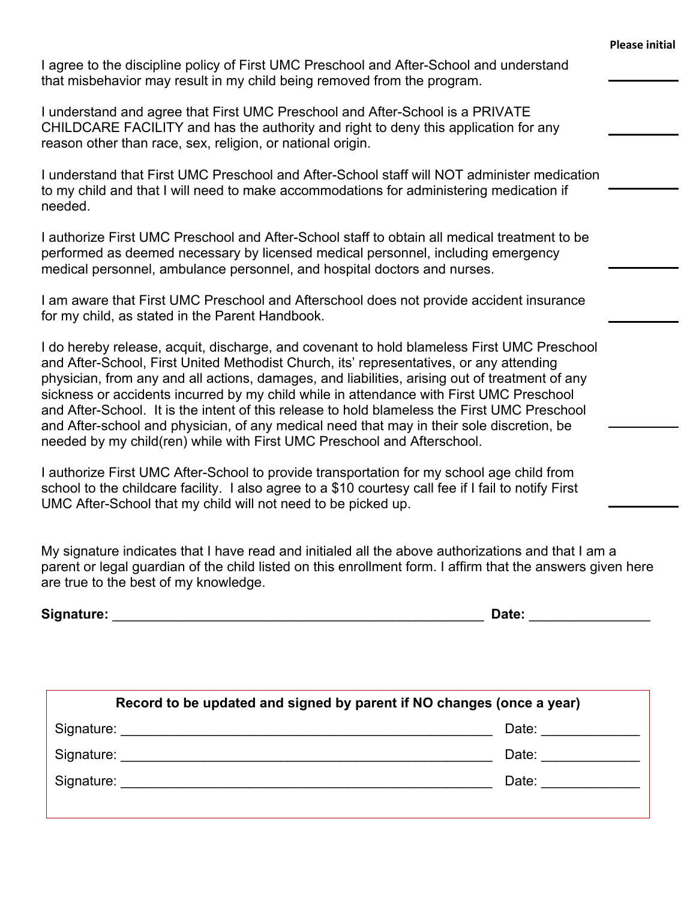**Please initial**

I agree to the discipline policy of First UMC Preschool and After-School and understand that misbehavior may result in my child being removed from the program. __________

I understand and agree that First UMC Preschool and After-School is a PRIVATE CHILDCARE FACILITY and has the authority and right to deny this application for any reason other than race, sex, religion, or national origin. __________

I understand that First UMC Preschool and After-School staff will NOT administer medication to my child and that I will need to make accommodations for administering medication if needed. __________

I authorize First UMC Preschool and After-School staff to obtain all medical treatment to be performed as deemed necessary by licensed medical personnel, including emergency medical personnel, ambulance personnel, and hospital doctors and nurses. __________

I am aware that First UMC Preschool and Afterschool does not provide accident insurance for my child, as stated in the Parent Handbook. __________

I do hereby release, acquit, discharge, and covenant to hold blameless First UMC Preschool and After-School, First United Methodist Church, its' representatives, or any attending physician, from any and all actions, damages, and liabilities, arising out of treatment of any sickness or accidents incurred by my child while in attendance with First UMC Preschool and After-School. It is the intent of this release to hold blameless the First UMC Preschool and After-school and physician, of any medical need that may in their sole discretion, be needed by my child(ren) while with First UMC Preschool and Afterschool. __________

I authorize First UMC After-School to provide transportation for my school age child from school to the childcare facility. I also agree to a $10 courtesy call fee if I fail to notify First UMC After-School that my child will not need to be picked up. __________

My signature indicates that I have read and initialed all the above authorizations and that I am a parent or legal guardian of the child listed on this enrollment form. I affirm that the answers given here are true to the best of my knowledge.

**Signature:** ___________________________________________________ **Date:** ________________

**Record to be updated and signed by parent if NO changes (once a year)**

Signature: ___________________________________________________ Date: _____________

Signature: ___________________________________________________ Date: _____________

Signature: ___________________________________________________ Date: _____________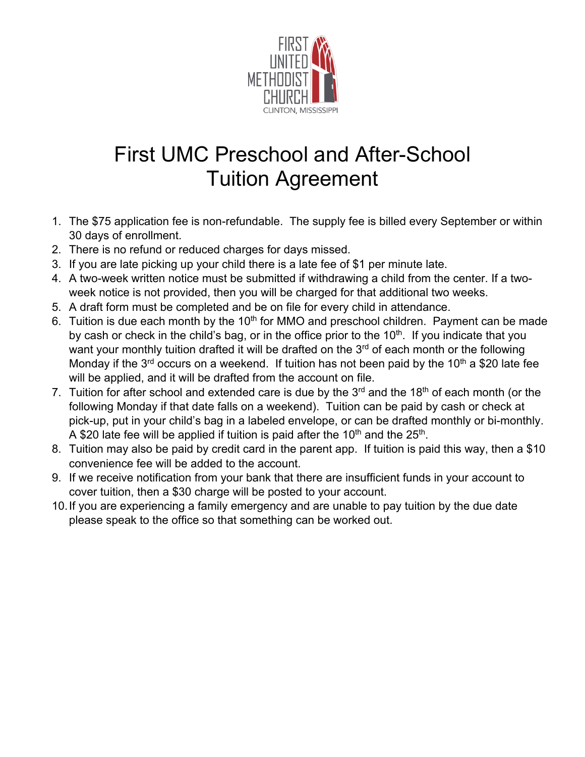FIRST UNITED METHODIST CHURCH
CLINTON, MISSISSIPPI

# First UMC Preschool and After-School Tuition Agreement

1. The $75 application fee is non-refundable. The supply fee is billed every September or within 30 days of enrollment.
2. There is no refund or reduced charges for days missed.
3. If you are late picking up your child there is a late fee of $1 per minute late.
4. A two-week written notice must be submitted if withdrawing a child from the center. If a two-week notice is not provided, then you will be charged for that additional two weeks.
5. A draft form must be completed and be on file for every child in attendance.
6. Tuition is due each month by the 10th for MMO and preschool children. Payment can be made by cash or check in the child's bag, or in the office prior to the 10th. If you indicate that you want your monthly tuition drafted it will be drafted on the 3rd of each month or the following Monday if the 3rd occurs on a weekend. If tuition has not been paid by the 10th a $20 late fee will be applied, and it will be drafted from the account on file.
7. Tuition for after school and extended care is due by the 3rd and the 18th of each month (or the following Monday if that date falls on a weekend). Tuition can be paid by cash or check at pick-up, put in your child's bag in a labeled envelope, or can be drafted monthly or bi-monthly. A $20 late fee will be applied if tuition is paid after the 10th and the 25th.
8. Tuition may also be paid by credit card in the parent app. If tuition is paid this way, then a $10 convenience fee will be added to the account.
9. If we receive notification from your bank that there are insufficient funds in your account to cover tuition, then a $30 charge will be posted to your account.
10. If you are experiencing a family emergency and are unable to pay tuition by the due date please speak to the office so that something can be worked out.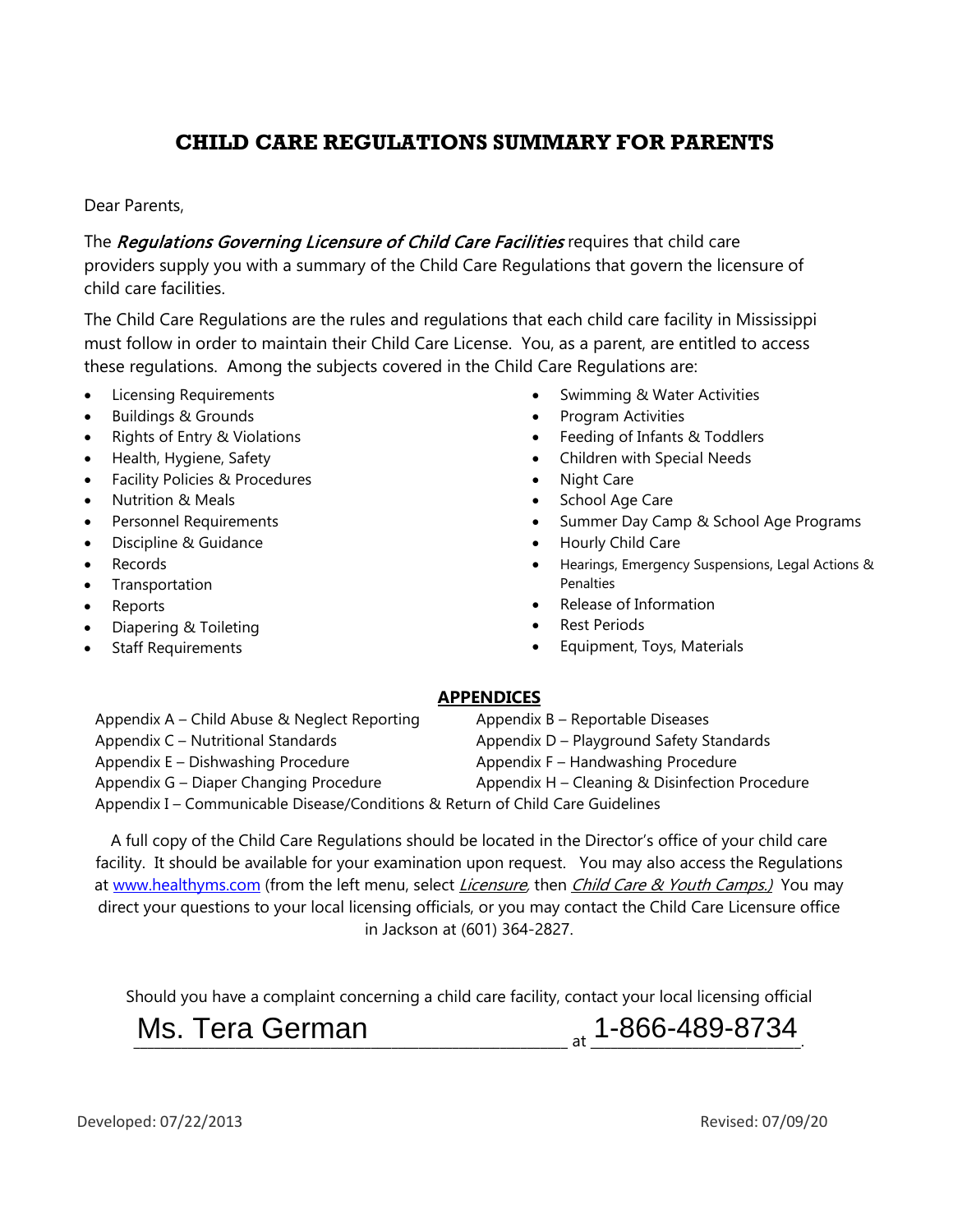# CHILD CARE REGULATIONS SUMMARY FOR PARENTS

Dear Parents,

The ***Regulations Governing Licensure of Child Care Facilities*** requires that child care providers supply you with a summary of the Child Care Regulations that govern the licensure of child care facilities.

The Child Care Regulations are the rules and regulations that each child care facility in Mississippi must follow in order to maintain their Child Care License. You, as a parent, are entitled to access these regulations. Among the subjects covered in the Child Care Regulations are:

- Licensing Requirements
- Buildings & Grounds
- Rights of Entry & Violations
- Health, Hygiene, Safety
- Facility Policies & Procedures
- Nutrition & Meals
- Personnel Requirements
- Discipline & Guidance
- Records
- Transportation
- Reports
- Diapering & Toileting
- Staff Requirements
- Swimming & Water Activities
- Program Activities
- Feeding of Infants & Toddlers
- Children with Special Needs
- Night Care
- School Age Care
- Summer Day Camp & School Age Programs
- Hourly Child Care
- Hearings, Emergency Suspensions, Legal Actions & Penalties
- Release of Information
- Rest Periods
- Equipment, Toys, Materials

**APPENDICES**

Appendix A – Child Abuse & Neglect Reporting
Appendix B – Reportable Diseases
Appendix C – Nutritional Standards
Appendix D – Playground Safety Standards
Appendix E – Dishwashing Procedure
Appendix F – Handwashing Procedure
Appendix G – Diaper Changing Procedure
Appendix H – Cleaning & Disinfection Procedure
Appendix I – Communicable Disease/Conditions & Return of Child Care Guidelines

A full copy of the Child Care Regulations should be located in the Director's office of your child care facility. It should be available for your examination upon request. You may also access the Regulations at www.healthyms.com (from the left menu, select *Licensure*, then *Child Care & Youth Camps.)* You may direct your questions to your local licensing officials, or you may contact the Child Care Licensure office in Jackson at (601) 364-2827.

Should you have a complaint concerning a child care facility, contact your local licensing official

Ms. Tera German at 1-866-489-8734.

Developed: 07/22/2013 Revised: 07/09/20